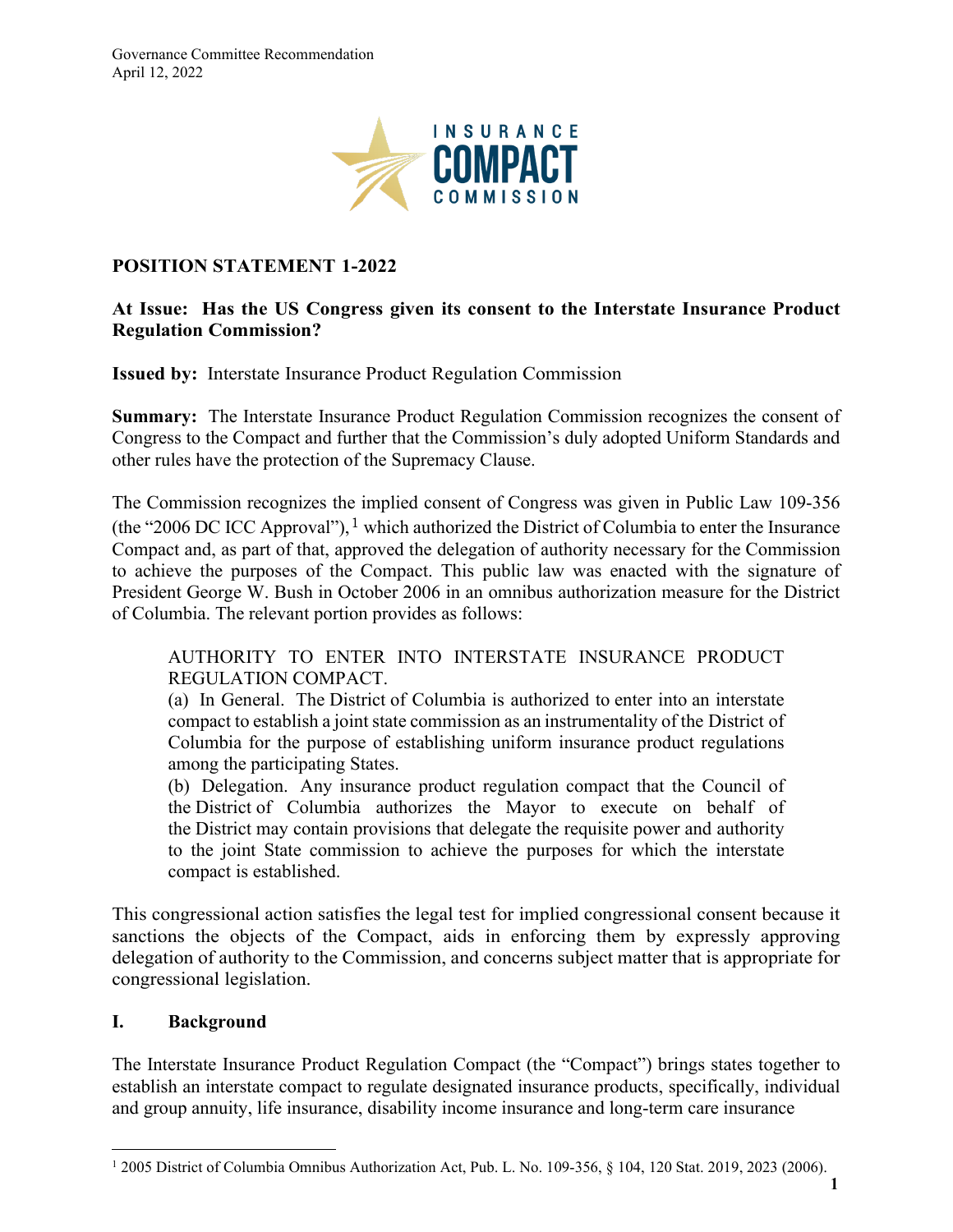Governance Committee Recommendation
April 12, 2022

**POSITION STATEMENT 1-2022**

**At Issue: Has the US Congress given its consent to the Interstate Insurance Product Regulation Commission?**

**Issued by:** Interstate Insurance Product Regulation Commission

**Summary:** The Interstate Insurance Product Regulation Commission recognizes the consent of Congress to the Compact and further that the Commission's duly adopted Uniform Standards and other rules have the protection of the Supremacy Clause.

The Commission recognizes the implied consent of Congress was given in Public Law 109-356 (the "2006 DC ICC Approval"),[1] which authorized the District of Columbia to enter the Insurance Compact and, as part of that, approved the delegation of authority necessary for the Commission to achieve the purposes of the Compact. This public law was enacted with the signature of President George W. Bush in October 2006 in an omnibus authorization measure for the District of Columbia. The relevant portion provides as follows:

> AUTHORITY TO ENTER INTO INTERSTATE INSURANCE PRODUCT REGULATION COMPACT.
> (a) In General. The District of Columbia is authorized to enter into an interstate compact to establish a joint state commission as an instrumentality of the District of Columbia for the purpose of establishing uniform insurance product regulations among the participating States.
> (b) Delegation. Any insurance product regulation compact that the Council of the District of Columbia authorizes the Mayor to execute on behalf of the District may contain provisions that delegate the requisite power and authority to the joint State commission to achieve the purposes for which the interstate compact is established.

This congressional action satisfies the legal test for implied congressional consent because it sanctions the objects of the Compact, aids in enforcing them by expressly approving delegation of authority to the Commission, and concerns subject matter that is appropriate for congressional legislation.

## I. Background

The Interstate Insurance Product Regulation Compact (the "Compact") brings states together to establish an interstate compact to regulate designated insurance products, specifically, individual and group annuity, life insurance, disability income insurance and long-term care insurance

---

[1] 2005 District of Columbia Omnibus Authorization Act, Pub. L. No. 109-356, § 104, 120 Stat. 2019, 2023 (2006).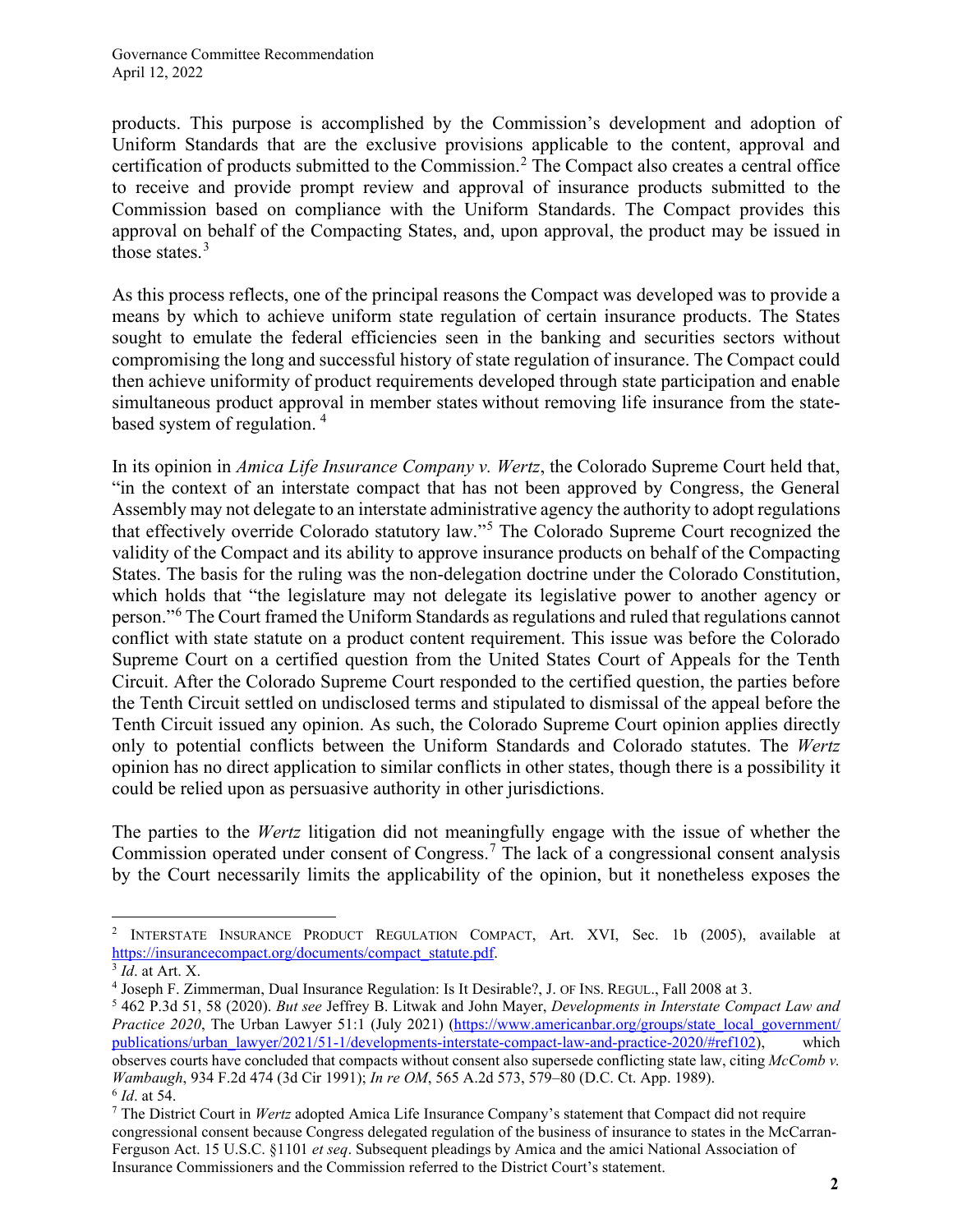products. This purpose is accomplished by the Commission's development and adoption of Uniform Standards that are the exclusive provisions applicable to the content, approval and certification of products submitted to the Commission.[2] The Compact also creates a central office to receive and provide prompt review and approval of insurance products submitted to the Commission based on compliance with the Uniform Standards. The Compact provides this approval on behalf of the Compacting States, and, upon approval, the product may be issued in those states.[3]

As this process reflects, one of the principal reasons the Compact was developed was to provide a means by which to achieve uniform state regulation of certain insurance products. The States sought to emulate the federal efficiencies seen in the banking and securities sectors without compromising the long and successful history of state regulation of insurance. The Compact could then achieve uniformity of product requirements developed through state participation and enable simultaneous product approval in member states without removing life insurance from the state-based system of regulation.[4]

In its opinion in *Amica Life Insurance Company v. Wertz*, the Colorado Supreme Court held that, "in the context of an interstate compact that has not been approved by Congress, the General Assembly may not delegate to an interstate administrative agency the authority to adopt regulations that effectively override Colorado statutory law."[5] The Colorado Supreme Court recognized the validity of the Compact and its ability to approve insurance products on behalf of the Compacting States. The basis for the ruling was the non-delegation doctrine under the Colorado Constitution, which holds that "the legislature may not delegate its legislative power to another agency or person."[6] The Court framed the Uniform Standards as regulations and ruled that regulations cannot conflict with state statute on a product content requirement. This issue was before the Colorado Supreme Court on a certified question from the United States Court of Appeals for the Tenth Circuit. After the Colorado Supreme Court responded to the certified question, the parties before the Tenth Circuit settled on undisclosed terms and stipulated to dismissal of the appeal before the Tenth Circuit issued any opinion. As such, the Colorado Supreme Court opinion applies directly only to potential conflicts between the Uniform Standards and Colorado statutes. The *Wertz* opinion has no direct application to similar conflicts in other states, though there is a possibility it could be relied upon as persuasive authority in other jurisdictions.

The parties to the *Wertz* litigation did not meaningfully engage with the issue of whether the Commission operated under consent of Congress.[7] The lack of a congressional consent analysis by the Court necessarily limits the applicability of the opinion, but it nonetheless exposes the

---

[2] INTERSTATE INSURANCE PRODUCT REGULATION COMPACT, Art. XVI, Sec. 1b (2005), available at https://insurancecompact.org/documents/compact_statute.pdf.

[3] *Id*. at Art. X.

[4] Joseph F. Zimmerman, Dual Insurance Regulation: Is It Desirable?, J. OF INS. REGUL., Fall 2008 at 3.

[5] 462 P.3d 51, 58 (2020). *But see* Jeffrey B. Litwak and John Mayer, *Developments in Interstate Compact Law and Practice 2020*, The Urban Lawyer 51:1 (July 2021) (https://www.americanbar.org/groups/state_local_government/publications/urban_lawyer/2021/51-1/developments-interstate-compact-law-and-practice-2020/#ref102), which observes courts have concluded that compacts without consent also supersede conflicting state law, citing *McComb v. Wambaugh*, 934 F.2d 474 (3d Cir 1991); *In re OM*, 565 A.2d 573, 579–80 (D.C. Ct. App. 1989).

[6] *Id*. at 54.

[7] The District Court in *Wertz* adopted Amica Life Insurance Company's statement that Compact did not require congressional consent because Congress delegated regulation of the business of insurance to states in the McCarran-Ferguson Act. 15 U.S.C. §1101 *et seq*. Subsequent pleadings by Amica and the amici National Association of Insurance Commissioners and the Commission referred to the District Court's statement.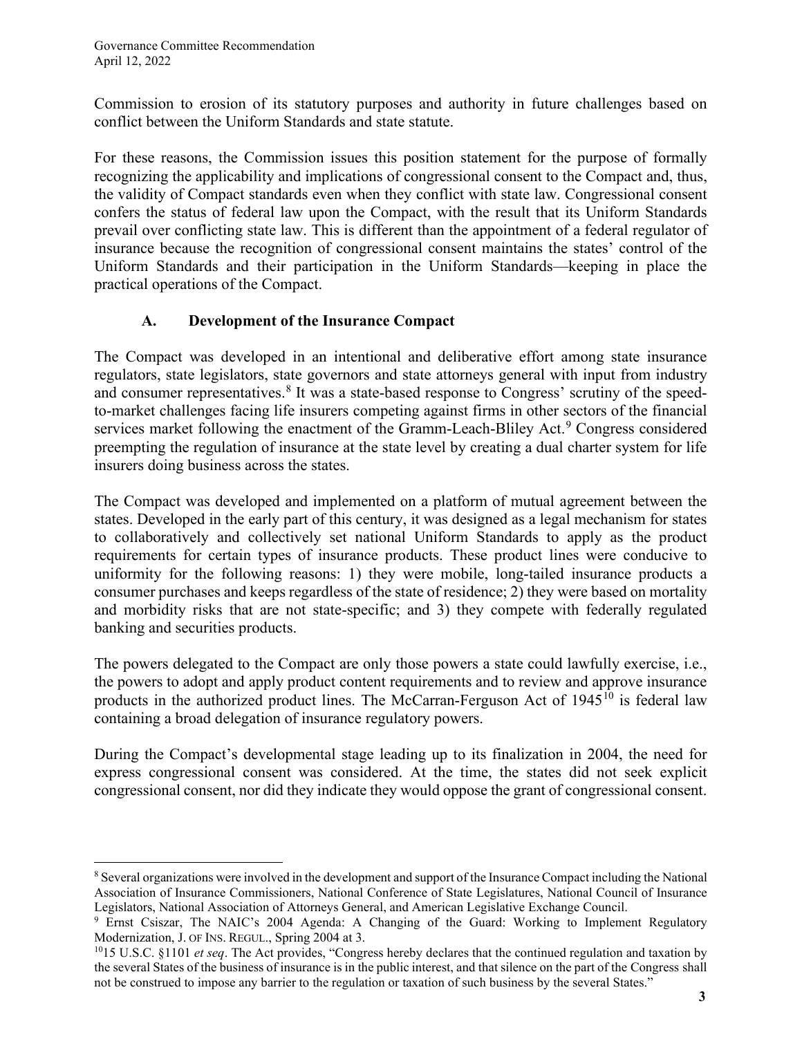Commission to erosion of its statutory purposes and authority in future challenges based on conflict between the Uniform Standards and state statute.

For these reasons, the Commission issues this position statement for the purpose of formally recognizing the applicability and implications of congressional consent to the Compact and, thus, the validity of Compact standards even when they conflict with state law. Congressional consent confers the status of federal law upon the Compact, with the result that its Uniform Standards prevail over conflicting state law. This is different than the appointment of a federal regulator of insurance because the recognition of congressional consent maintains the states' control of the Uniform Standards and their participation in the Uniform Standards—keeping in place the practical operations of the Compact.

### A. Development of the Insurance Compact

The Compact was developed in an intentional and deliberative effort among state insurance regulators, state legislators, state governors and state attorneys general with input from industry and consumer representatives.[8] It was a state-based response to Congress' scrutiny of the speed-to-market challenges facing life insurers competing against firms in other sectors of the financial services market following the enactment of the Gramm-Leach-Bliley Act.[9] Congress considered preempting the regulation of insurance at the state level by creating a dual charter system for life insurers doing business across the states.

The Compact was developed and implemented on a platform of mutual agreement between the states. Developed in the early part of this century, it was designed as a legal mechanism for states to collaboratively and collectively set national Uniform Standards to apply as the product requirements for certain types of insurance products. These product lines were conducive to uniformity for the following reasons: 1) they were mobile, long-tailed insurance products a consumer purchases and keeps regardless of the state of residence; 2) they were based on mortality and morbidity risks that are not state-specific; and 3) they compete with federally regulated banking and securities products.

The powers delegated to the Compact are only those powers a state could lawfully exercise, i.e., the powers to adopt and apply product content requirements and to review and approve insurance products in the authorized product lines. The McCarran-Ferguson Act of 1945[10] is federal law containing a broad delegation of insurance regulatory powers.

During the Compact's developmental stage leading up to its finalization in 2004, the need for express congressional consent was considered. At the time, the states did not seek explicit congressional consent, nor did they indicate they would oppose the grant of congressional consent.

---

[8] Several organizations were involved in the development and support of the Insurance Compact including the National Association of Insurance Commissioners, National Conference of State Legislatures, National Council of Insurance Legislators, National Association of Attorneys General, and American Legislative Exchange Council.

[9] Ernst Csiszar, The NAIC's 2004 Agenda: A Changing of the Guard: Working to Implement Regulatory Modernization, J. OF INS. REGUL., Spring 2004 at 3.

[10] 15 U.S.C. §1101 *et seq*. The Act provides, "Congress hereby declares that the continued regulation and taxation by the several States of the business of insurance is in the public interest, and that silence on the part of the Congress shall not be construed to impose any barrier to the regulation or taxation of such business by the several States."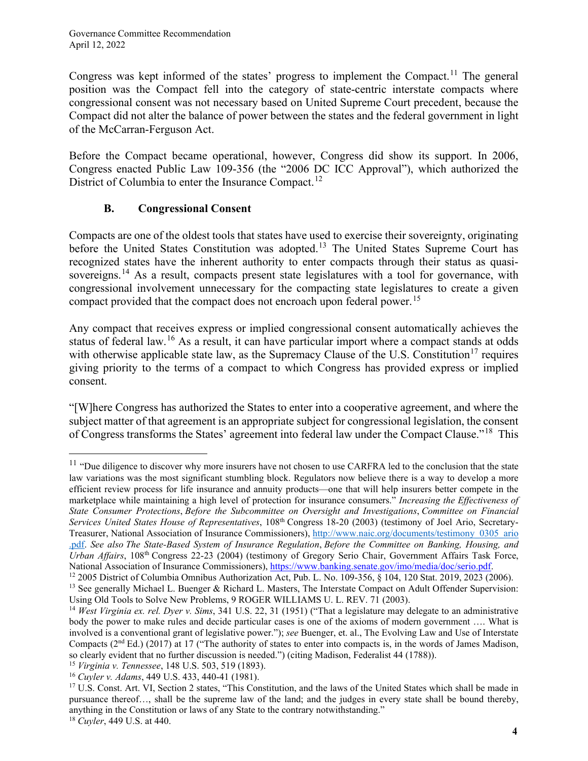Congress was kept informed of the states' progress to implement the Compact.[11] The general position was the Compact fell into the category of state-centric interstate compacts where congressional consent was not necessary based on United Supreme Court precedent, because the Compact did not alter the balance of power between the states and the federal government in light of the McCarran-Ferguson Act.

Before the Compact became operational, however, Congress did show its support. In 2006, Congress enacted Public Law 109-356 (the "2006 DC ICC Approval"), which authorized the District of Columbia to enter the Insurance Compact.[12]

### B. Congressional Consent

Compacts are one of the oldest tools that states have used to exercise their sovereignty, originating before the United States Constitution was adopted.[13] The United States Supreme Court has recognized states have the inherent authority to enter compacts through their status as quasi-sovereigns.[14] As a result, compacts present state legislatures with a tool for governance, with congressional involvement unnecessary for the compacting state legislatures to create a given compact provided that the compact does not encroach upon federal power.[15]

Any compact that receives express or implied congressional consent automatically achieves the status of federal law.[16] As a result, it can have particular import where a compact stands at odds with otherwise applicable state law, as the Supremacy Clause of the U.S. Constitution[17] requires giving priority to the terms of a compact to which Congress has provided express or implied consent.

"[W]here Congress has authorized the States to enter into a cooperative agreement, and where the subject matter of that agreement is an appropriate subject for congressional legislation, the consent of Congress transforms the States' agreement into federal law under the Compact Clause."[18] This

---

[11] "Due diligence to discover why more insurers have not chosen to use CARFRA led to the conclusion that the state law variations was the most significant stumbling block. Regulators now believe there is a way to develop a more efficient review process for life insurance and annuity products—one that will help insurers better compete in the marketplace while maintaining a high level of protection for insurance consumers." *Increasing the Effectiveness of State Consumer Protections*, *Before the Subcommittee on Oversight and Investigations*, *Committee on Financial Services United States House of Representatives*, 108th Congress 18-20 (2003) (testimony of Joel Ario, Secretary-Treasurer, National Association of Insurance Commissioners), http://www.naic.org/documents/testimony_0305_ario.pdf. *See also The State-Based System of Insurance Regulation*, *Before the Committee on Banking, Housing, and Urban Affairs*, 108th Congress 22-23 (2004) (testimony of Gregory Serio Chair, Government Affairs Task Force, National Association of Insurance Commissioners), https://www.banking.senate.gov/imo/media/doc/serio.pdf.

[12] 2005 District of Columbia Omnibus Authorization Act, Pub. L. No. 109-356, § 104, 120 Stat. 2019, 2023 (2006).

[13] See generally Michael L. Buenger & Richard L. Masters, The Interstate Compact on Adult Offender Supervision: Using Old Tools to Solve New Problems, 9 ROGER WILLIAMS U. L. REV. 71 (2003).

[14] *West Virginia ex. rel. Dyer v. Sims*, 341 U.S. 22, 31 (1951) ("That a legislature may delegate to an administrative body the power to make rules and decide particular cases is one of the axioms of modern government …. What is involved is a conventional grant of legislative power."); *see* Buenger, et. al., The Evolving Law and Use of Interstate Compacts (2nd Ed.) (2017) at 17 ("The authority of states to enter into compacts is, in the words of James Madison, so clearly evident that no further discussion is needed.") (citing Madison, Federalist 44 (1788)).

[15] *Virginia v. Tennessee*, 148 U.S. 503, 519 (1893).

[16] *Cuyler v. Adams*, 449 U.S. 433, 440-41 (1981).

[17] U.S. Const. Art. VI, Section 2 states, "This Constitution, and the laws of the United States which shall be made in pursuance thereof…, shall be the supreme law of the land; and the judges in every state shall be bound thereby, anything in the Constitution or laws of any State to the contrary notwithstanding."

[18] *Cuyler*, 449 U.S. at 440.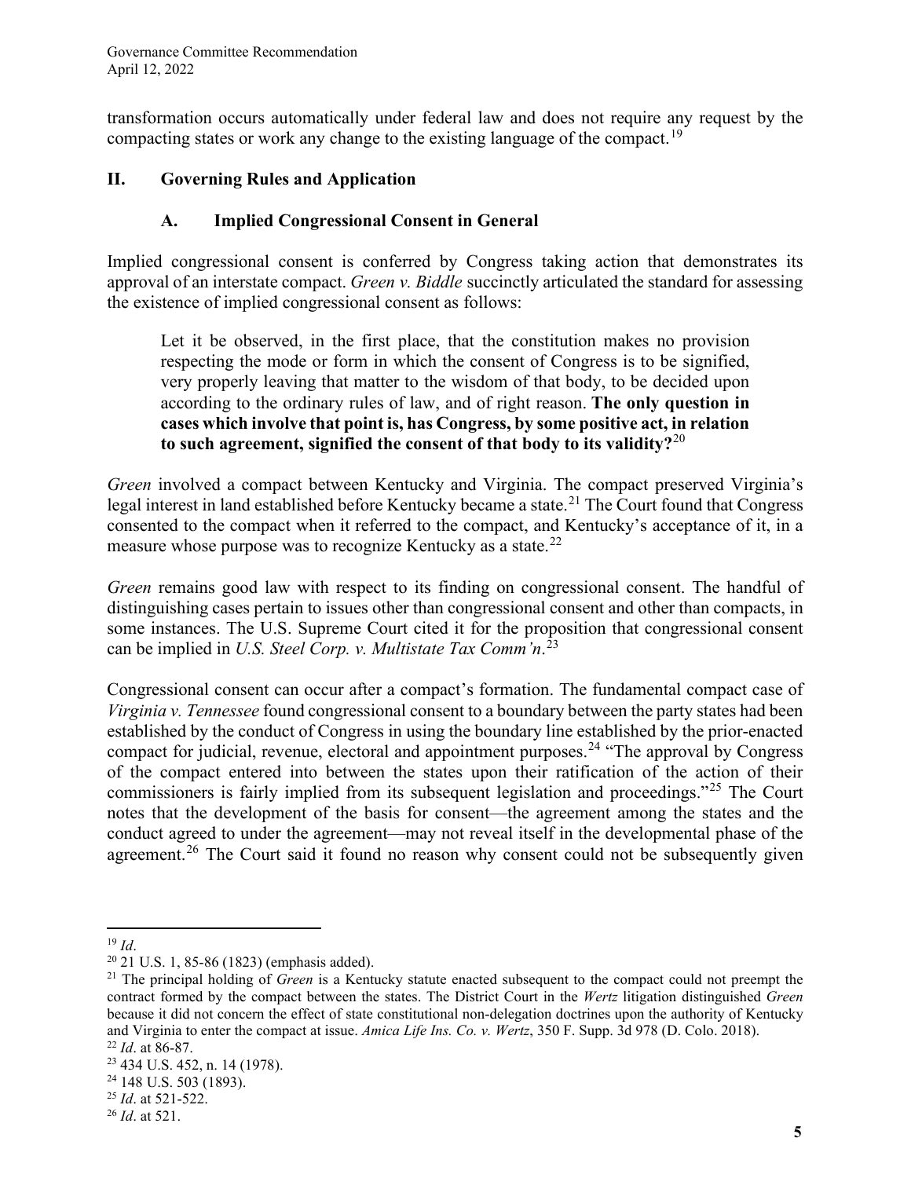transformation occurs automatically under federal law and does not require any request by the compacting states or work any change to the existing language of the compact.[19]

## II. Governing Rules and Application

### A. Implied Congressional Consent in General

Implied congressional consent is conferred by Congress taking action that demonstrates its approval of an interstate compact. *Green v. Biddle* succinctly articulated the standard for assessing the existence of implied congressional consent as follows:

> Let it be observed, in the first place, that the constitution makes no provision respecting the mode or form in which the consent of Congress is to be signified, very properly leaving that matter to the wisdom of that body, to be decided upon according to the ordinary rules of law, and of right reason. **The only question in cases which involve that point is, has Congress, by some positive act, in relation to such agreement, signified the consent of that body to its validity?**[20]

*Green* involved a compact between Kentucky and Virginia. The compact preserved Virginia's legal interest in land established before Kentucky became a state.[21] The Court found that Congress consented to the compact when it referred to the compact, and Kentucky's acceptance of it, in a measure whose purpose was to recognize Kentucky as a state.[22]

*Green* remains good law with respect to its finding on congressional consent. The handful of distinguishing cases pertain to issues other than congressional consent and other than compacts, in some instances. The U.S. Supreme Court cited it for the proposition that congressional consent can be implied in *U.S. Steel Corp. v. Multistate Tax Comm'n*.[23]

Congressional consent can occur after a compact's formation. The fundamental compact case of *Virginia v. Tennessee* found congressional consent to a boundary between the party states had been established by the conduct of Congress in using the boundary line established by the prior-enacted compact for judicial, revenue, electoral and appointment purposes.[24] "The approval by Congress of the compact entered into between the states upon their ratification of the action of their commissioners is fairly implied from its subsequent legislation and proceedings."[25] The Court notes that the development of the basis for consent—the agreement among the states and the conduct agreed to under the agreement—may not reveal itself in the developmental phase of the agreement.[26] The Court said it found no reason why consent could not be subsequently given

---

[19] *Id*.

[20] 21 U.S. 1, 85-86 (1823) (emphasis added).

[21] The principal holding of *Green* is a Kentucky statute enacted subsequent to the compact could not preempt the contract formed by the compact between the states. The District Court in the *Wertz* litigation distinguished *Green* because it did not concern the effect of state constitutional non-delegation doctrines upon the authority of Kentucky and Virginia to enter the compact at issue. *Amica Life Ins. Co. v. Wertz*, 350 F. Supp. 3d 978 (D. Colo. 2018).

[22] *Id*. at 86-87.

[23] 434 U.S. 452, n. 14 (1978).

[24] 148 U.S. 503 (1893).

[25] *Id*. at 521-522.

[26] *Id*. at 521.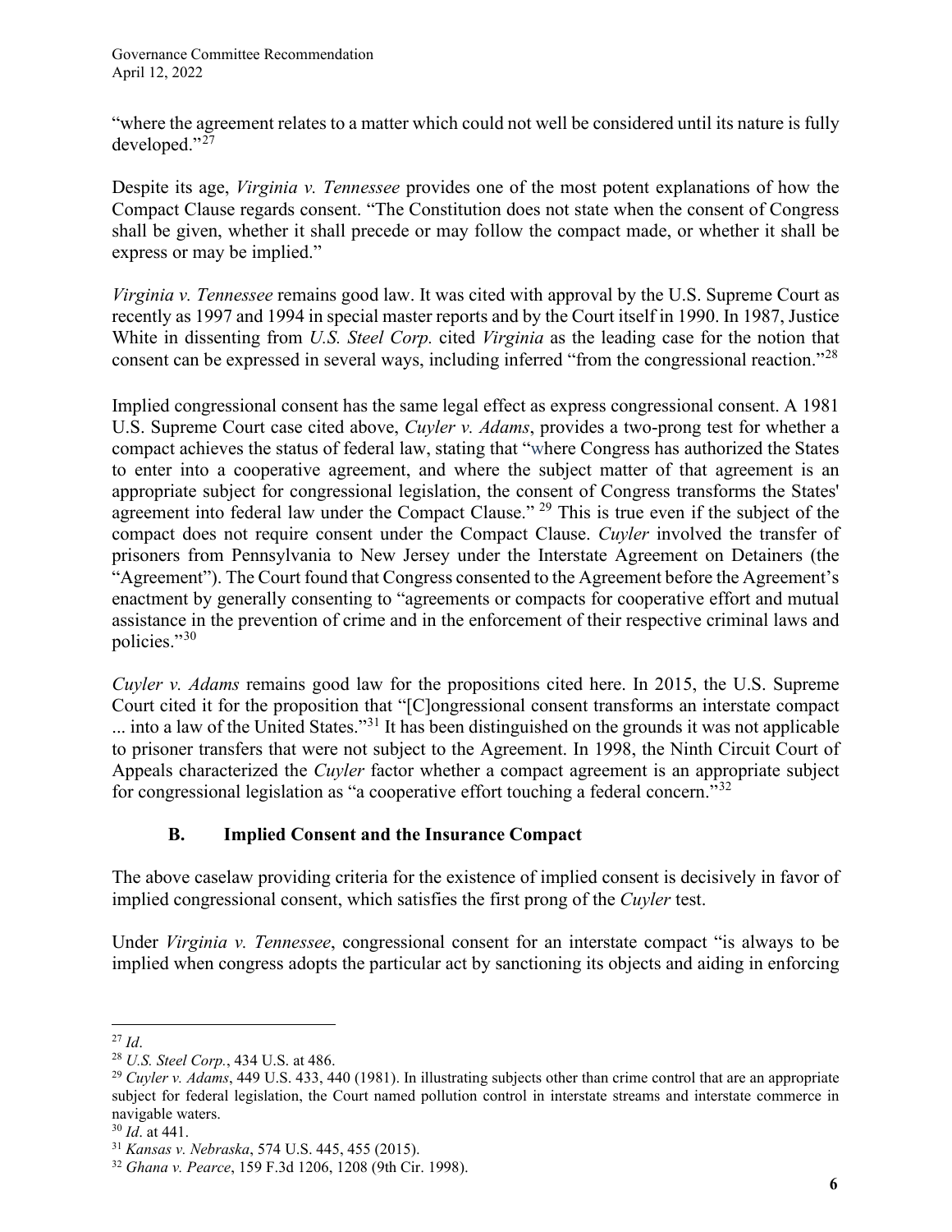"where the agreement relates to a matter which could not well be considered until its nature is fully developed."[27]

Despite its age, *Virginia v. Tennessee* provides one of the most potent explanations of how the Compact Clause regards consent. "The Constitution does not state when the consent of Congress shall be given, whether it shall precede or may follow the compact made, or whether it shall be express or may be implied."

*Virginia v. Tennessee* remains good law. It was cited with approval by the U.S. Supreme Court as recently as 1997 and 1994 in special master reports and by the Court itself in 1990. In 1987, Justice White in dissenting from *U.S. Steel Corp.* cited *Virginia* as the leading case for the notion that consent can be expressed in several ways, including inferred "from the congressional reaction."[28]

Implied congressional consent has the same legal effect as express congressional consent. A 1981 U.S. Supreme Court case cited above, *Cuyler v. Adams*, provides a two-prong test for whether a compact achieves the status of federal law, stating that "where Congress has authorized the States to enter into a cooperative agreement, and where the subject matter of that agreement is an appropriate subject for congressional legislation, the consent of Congress transforms the States' agreement into federal law under the Compact Clause." [29] This is true even if the subject of the compact does not require consent under the Compact Clause. *Cuyler* involved the transfer of prisoners from Pennsylvania to New Jersey under the Interstate Agreement on Detainers (the "Agreement"). The Court found that Congress consented to the Agreement before the Agreement's enactment by generally consenting to "agreements or compacts for cooperative effort and mutual assistance in the prevention of crime and in the enforcement of their respective criminal laws and policies."[30]

*Cuyler v. Adams* remains good law for the propositions cited here. In 2015, the U.S. Supreme Court cited it for the proposition that "[C]ongressional consent transforms an interstate compact ... into a law of the United States."[31] It has been distinguished on the grounds it was not applicable to prisoner transfers that were not subject to the Agreement. In 1998, the Ninth Circuit Court of Appeals characterized the *Cuyler* factor whether a compact agreement is an appropriate subject for congressional legislation as "a cooperative effort touching a federal concern."[32]

### B. Implied Consent and the Insurance Compact

The above caselaw providing criteria for the existence of implied consent is decisively in favor of implied congressional consent, which satisfies the first prong of the *Cuyler* test.

Under *Virginia v. Tennessee*, congressional consent for an interstate compact "is always to be implied when congress adopts the particular act by sanctioning its objects and aiding in enforcing

---

[27] *Id*.

[28] *U.S. Steel Corp.*, 434 U.S. at 486.

[29] *Cuyler v. Adams*, 449 U.S. 433, 440 (1981). In illustrating subjects other than crime control that are an appropriate subject for federal legislation, the Court named pollution control in interstate streams and interstate commerce in navigable waters.

[30] *Id*. at 441.

[31] *Kansas v. Nebraska*, 574 U.S. 445, 455 (2015).

[32] *Ghana v. Pearce*, 159 F.3d 1206, 1208 (9th Cir. 1998).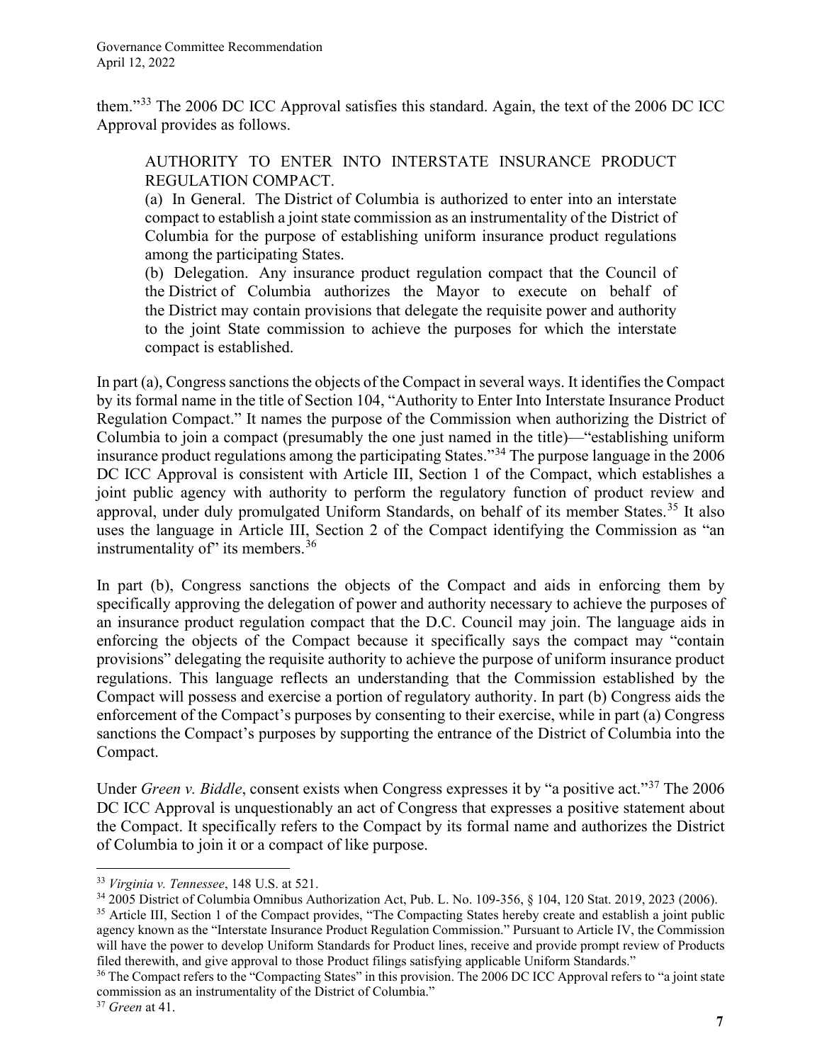them."[33] The 2006 DC ICC Approval satisfies this standard. Again, the text of the 2006 DC ICC Approval provides as follows.

> AUTHORITY TO ENTER INTO INTERSTATE INSURANCE PRODUCT REGULATION COMPACT.
>
> (a) In General. The District of Columbia is authorized to enter into an interstate compact to establish a joint state commission as an instrumentality of the District of Columbia for the purpose of establishing uniform insurance product regulations among the participating States.
>
> (b) Delegation. Any insurance product regulation compact that the Council of the District of Columbia authorizes the Mayor to execute on behalf of the District may contain provisions that delegate the requisite power and authority to the joint State commission to achieve the purposes for which the interstate compact is established.

In part (a), Congress sanctions the objects of the Compact in several ways. It identifies the Compact by its formal name in the title of Section 104, "Authority to Enter Into Interstate Insurance Product Regulation Compact." It names the purpose of the Commission when authorizing the District of Columbia to join a compact (presumably the one just named in the title)—"establishing uniform insurance product regulations among the participating States."[34] The purpose language in the 2006 DC ICC Approval is consistent with Article III, Section 1 of the Compact, which establishes a joint public agency with authority to perform the regulatory function of product review and approval, under duly promulgated Uniform Standards, on behalf of its member States.[35] It also uses the language in Article III, Section 2 of the Compact identifying the Commission as "an instrumentality of" its members.[36]

In part (b), Congress sanctions the objects of the Compact and aids in enforcing them by specifically approving the delegation of power and authority necessary to achieve the purposes of an insurance product regulation compact that the D.C. Council may join. The language aids in enforcing the objects of the Compact because it specifically says the compact may "contain provisions" delegating the requisite authority to achieve the purpose of uniform insurance product regulations. This language reflects an understanding that the Commission established by the Compact will possess and exercise a portion of regulatory authority. In part (b) Congress aids the enforcement of the Compact's purposes by consenting to their exercise, while in part (a) Congress sanctions the Compact's purposes by supporting the entrance of the District of Columbia into the Compact.

Under *Green v. Biddle*, consent exists when Congress expresses it by "a positive act."[37] The 2006 DC ICC Approval is unquestionably an act of Congress that expresses a positive statement about the Compact. It specifically refers to the Compact by its formal name and authorizes the District of Columbia to join it or a compact of like purpose.

---

[33] *Virginia v. Tennessee*, 148 U.S. at 521.

[34] 2005 District of Columbia Omnibus Authorization Act, Pub. L. No. 109-356, § 104, 120 Stat. 2019, 2023 (2006).

[35] Article III, Section 1 of the Compact provides, "The Compacting States hereby create and establish a joint public agency known as the "Interstate Insurance Product Regulation Commission." Pursuant to Article IV, the Commission will have the power to develop Uniform Standards for Product lines, receive and provide prompt review of Products filed therewith, and give approval to those Product filings satisfying applicable Uniform Standards."

[36] The Compact refers to the "Compacting States" in this provision. The 2006 DC ICC Approval refers to "a joint state commission as an instrumentality of the District of Columbia."

[37] *Green* at 41.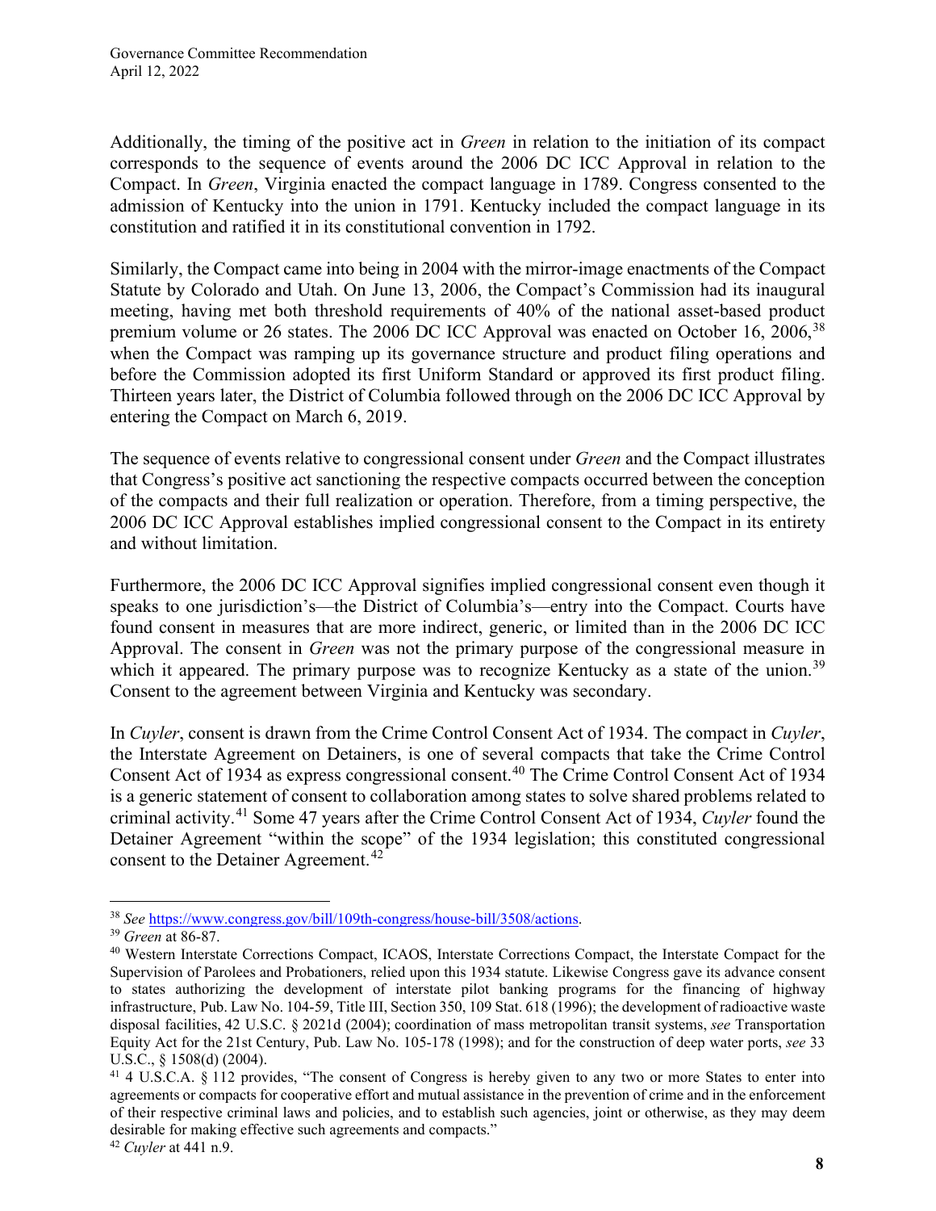Additionally, the timing of the positive act in *Green* in relation to the initiation of its compact corresponds to the sequence of events around the 2006 DC ICC Approval in relation to the Compact. In *Green*, Virginia enacted the compact language in 1789. Congress consented to the admission of Kentucky into the union in 1791. Kentucky included the compact language in its constitution and ratified it in its constitutional convention in 1792.

Similarly, the Compact came into being in 2004 with the mirror-image enactments of the Compact Statute by Colorado and Utah. On June 13, 2006, the Compact's Commission had its inaugural meeting, having met both threshold requirements of 40% of the national asset-based product premium volume or 26 states. The 2006 DC ICC Approval was enacted on October 16, 2006,[38] when the Compact was ramping up its governance structure and product filing operations and before the Commission adopted its first Uniform Standard or approved its first product filing. Thirteen years later, the District of Columbia followed through on the 2006 DC ICC Approval by entering the Compact on March 6, 2019.

The sequence of events relative to congressional consent under *Green* and the Compact illustrates that Congress's positive act sanctioning the respective compacts occurred between the conception of the compacts and their full realization or operation. Therefore, from a timing perspective, the 2006 DC ICC Approval establishes implied congressional consent to the Compact in its entirety and without limitation.

Furthermore, the 2006 DC ICC Approval signifies implied congressional consent even though it speaks to one jurisdiction's—the District of Columbia's—entry into the Compact. Courts have found consent in measures that are more indirect, generic, or limited than in the 2006 DC ICC Approval. The consent in *Green* was not the primary purpose of the congressional measure in which it appeared. The primary purpose was to recognize Kentucky as a state of the union.[39] Consent to the agreement between Virginia and Kentucky was secondary.

In *Cuyler*, consent is drawn from the Crime Control Consent Act of 1934. The compact in *Cuyler*, the Interstate Agreement on Detainers, is one of several compacts that take the Crime Control Consent Act of 1934 as express congressional consent.[40] The Crime Control Consent Act of 1934 is a generic statement of consent to collaboration among states to solve shared problems related to criminal activity.[41] Some 47 years after the Crime Control Consent Act of 1934, *Cuyler* found the Detainer Agreement "within the scope" of the 1934 legislation; this constituted congressional consent to the Detainer Agreement.[42]

---

[38] *See* https://www.congress.gov/bill/109th-congress/house-bill/3508/actions.

[39] *Green* at 86-87.

[40] Western Interstate Corrections Compact, ICAOS, Interstate Corrections Compact, the Interstate Compact for the Supervision of Parolees and Probationers, relied upon this 1934 statute. Likewise Congress gave its advance consent to states authorizing the development of interstate pilot banking programs for the financing of highway infrastructure, Pub. Law No. 104-59, Title III, Section 350, 109 Stat. 618 (1996); the development of radioactive waste disposal facilities, 42 U.S.C. § 2021d (2004); coordination of mass metropolitan transit systems, *see* Transportation Equity Act for the 21st Century, Pub. Law No. 105-178 (1998); and for the construction of deep water ports, *see* 33 U.S.C., § 1508(d) (2004).

[41] 4 U.S.C.A. § 112 provides, "The consent of Congress is hereby given to any two or more States to enter into agreements or compacts for cooperative effort and mutual assistance in the prevention of crime and in the enforcement of their respective criminal laws and policies, and to establish such agencies, joint or otherwise, as they may deem desirable for making effective such agreements and compacts."

[42] *Cuyler* at 441 n.9.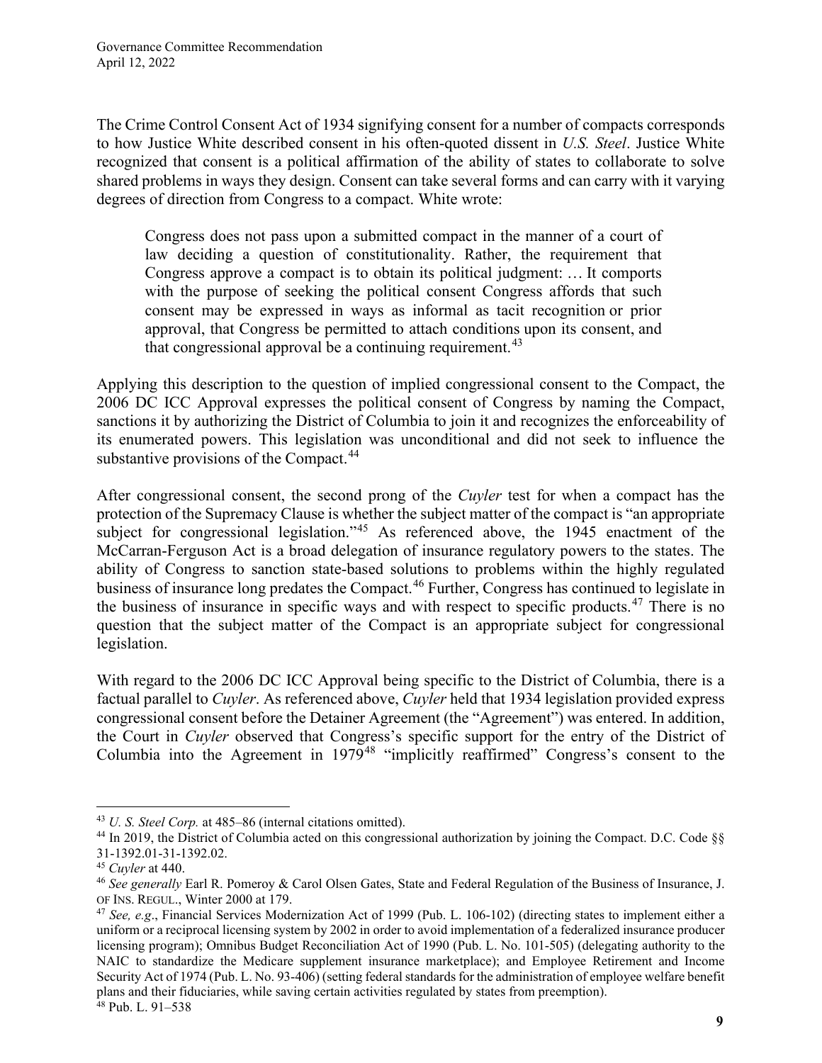The Crime Control Consent Act of 1934 signifying consent for a number of compacts corresponds to how Justice White described consent in his often-quoted dissent in *U.S. Steel*. Justice White recognized that consent is a political affirmation of the ability of states to collaborate to solve shared problems in ways they design. Consent can take several forms and can carry with it varying degrees of direction from Congress to a compact. White wrote:

> Congress does not pass upon a submitted compact in the manner of a court of law deciding a question of constitutionality. Rather, the requirement that Congress approve a compact is to obtain its political judgment: … It comports with the purpose of seeking the political consent Congress affords that such consent may be expressed in ways as informal as tacit recognition or prior approval, that Congress be permitted to attach conditions upon its consent, and that congressional approval be a continuing requirement.[43]

Applying this description to the question of implied congressional consent to the Compact, the 2006 DC ICC Approval expresses the political consent of Congress by naming the Compact, sanctions it by authorizing the District of Columbia to join it and recognizes the enforceability of its enumerated powers. This legislation was unconditional and did not seek to influence the substantive provisions of the Compact.[44]

After congressional consent, the second prong of the *Cuyler* test for when a compact has the protection of the Supremacy Clause is whether the subject matter of the compact is "an appropriate subject for congressional legislation."[45] As referenced above, the 1945 enactment of the McCarran-Ferguson Act is a broad delegation of insurance regulatory powers to the states. The ability of Congress to sanction state-based solutions to problems within the highly regulated business of insurance long predates the Compact.[46] Further, Congress has continued to legislate in the business of insurance in specific ways and with respect to specific products.[47] There is no question that the subject matter of the Compact is an appropriate subject for congressional legislation.

With regard to the 2006 DC ICC Approval being specific to the District of Columbia, there is a factual parallel to *Cuyler*. As referenced above, *Cuyler* held that 1934 legislation provided express congressional consent before the Detainer Agreement (the "Agreement") was entered. In addition, the Court in *Cuyler* observed that Congress's specific support for the entry of the District of Columbia into the Agreement in 1979[48] "implicitly reaffirmed" Congress's consent to the

---

[43] *U. S. Steel Corp.* at 485–86 (internal citations omitted).

[44] In 2019, the District of Columbia acted on this congressional authorization by joining the Compact. D.C. Code §§ 31-1392.01-31-1392.02.

[45] *Cuyler* at 440.

[46] *See generally* Earl R. Pomeroy & Carol Olsen Gates, State and Federal Regulation of the Business of Insurance, J. OF INS. REGUL., Winter 2000 at 179.

[47] *See, e.g*., Financial Services Modernization Act of 1999 (Pub. L. 106-102) (directing states to implement either a uniform or a reciprocal licensing system by 2002 in order to avoid implementation of a federalized insurance producer licensing program); Omnibus Budget Reconciliation Act of 1990 (Pub. L. No. 101-505) (delegating authority to the NAIC to standardize the Medicare supplement insurance marketplace); and Employee Retirement and Income Security Act of 1974 (Pub. L. No. 93-406) (setting federal standards for the administration of employee welfare benefit plans and their fiduciaries, while saving certain activities regulated by states from preemption).

[48] Pub. L. 91–538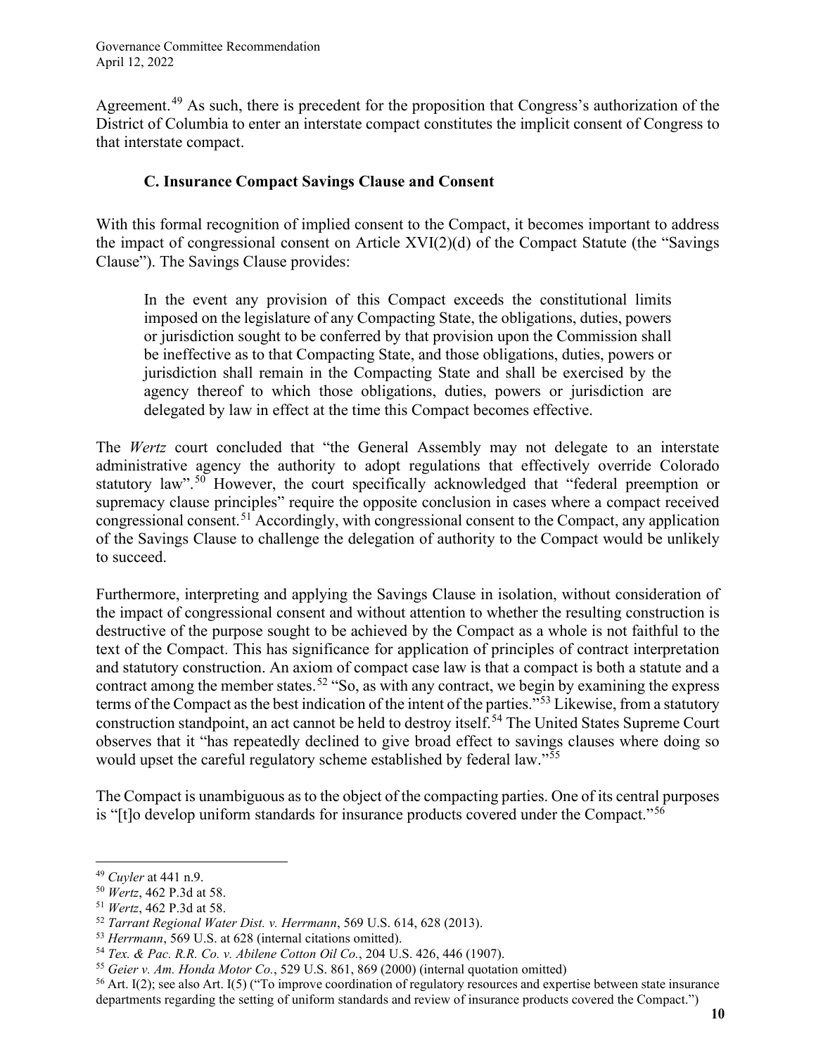Agreement.[49] As such, there is precedent for the proposition that Congress's authorization of the District of Columbia to enter an interstate compact constitutes the implicit consent of Congress to that interstate compact.

### C. Insurance Compact Savings Clause and Consent

With this formal recognition of implied consent to the Compact, it becomes important to address the impact of congressional consent on Article XVI(2)(d) of the Compact Statute (the "Savings Clause"). The Savings Clause provides:

> In the event any provision of this Compact exceeds the constitutional limits imposed on the legislature of any Compacting State, the obligations, duties, powers or jurisdiction sought to be conferred by that provision upon the Commission shall be ineffective as to that Compacting State, and those obligations, duties, powers or jurisdiction shall remain in the Compacting State and shall be exercised by the agency thereof to which those obligations, duties, powers or jurisdiction are delegated by law in effect at the time this Compact becomes effective.

The *Wertz* court concluded that "the General Assembly may not delegate to an interstate administrative agency the authority to adopt regulations that effectively override Colorado statutory law".[50] However, the court specifically acknowledged that "federal preemption or supremacy clause principles" require the opposite conclusion in cases where a compact received congressional consent.[51] Accordingly, with congressional consent to the Compact, any application of the Savings Clause to challenge the delegation of authority to the Compact would be unlikely to succeed.

Furthermore, interpreting and applying the Savings Clause in isolation, without consideration of the impact of congressional consent and without attention to whether the resulting construction is destructive of the purpose sought to be achieved by the Compact as a whole is not faithful to the text of the Compact. This has significance for application of principles of contract interpretation and statutory construction. An axiom of compact case law is that a compact is both a statute and a contract among the member states.[52] "So, as with any contract, we begin by examining the express terms of the Compact as the best indication of the intent of the parties."[53] Likewise, from a statutory construction standpoint, an act cannot be held to destroy itself.[54] The United States Supreme Court observes that it "has repeatedly declined to give broad effect to savings clauses where doing so would upset the careful regulatory scheme established by federal law."[55]

The Compact is unambiguous as to the object of the compacting parties. One of its central purposes is "[t]o develop uniform standards for insurance products covered under the Compact."[56]

---

[49] *Cuyler* at 441 n.9.

[50] *Wertz*, 462 P.3d at 58.

[51] *Wertz*, 462 P.3d at 58.

[52] *Tarrant Regional Water Dist. v. Herrmann*, 569 U.S. 614, 628 (2013).

[53] *Herrmann*, 569 U.S. at 628 (internal citations omitted).

[54] *Tex. & Pac. R.R. Co. v. Abilene Cotton Oil Co.*, 204 U.S. 426, 446 (1907).

[55] *Geier v. Am. Honda Motor Co.*, 529 U.S. 861, 869 (2000) (internal quotation omitted)

[56] Art. I(2); see also Art. I(5) ("To improve coordination of regulatory resources and expertise between state insurance departments regarding the setting of uniform standards and review of insurance products covered the Compact.")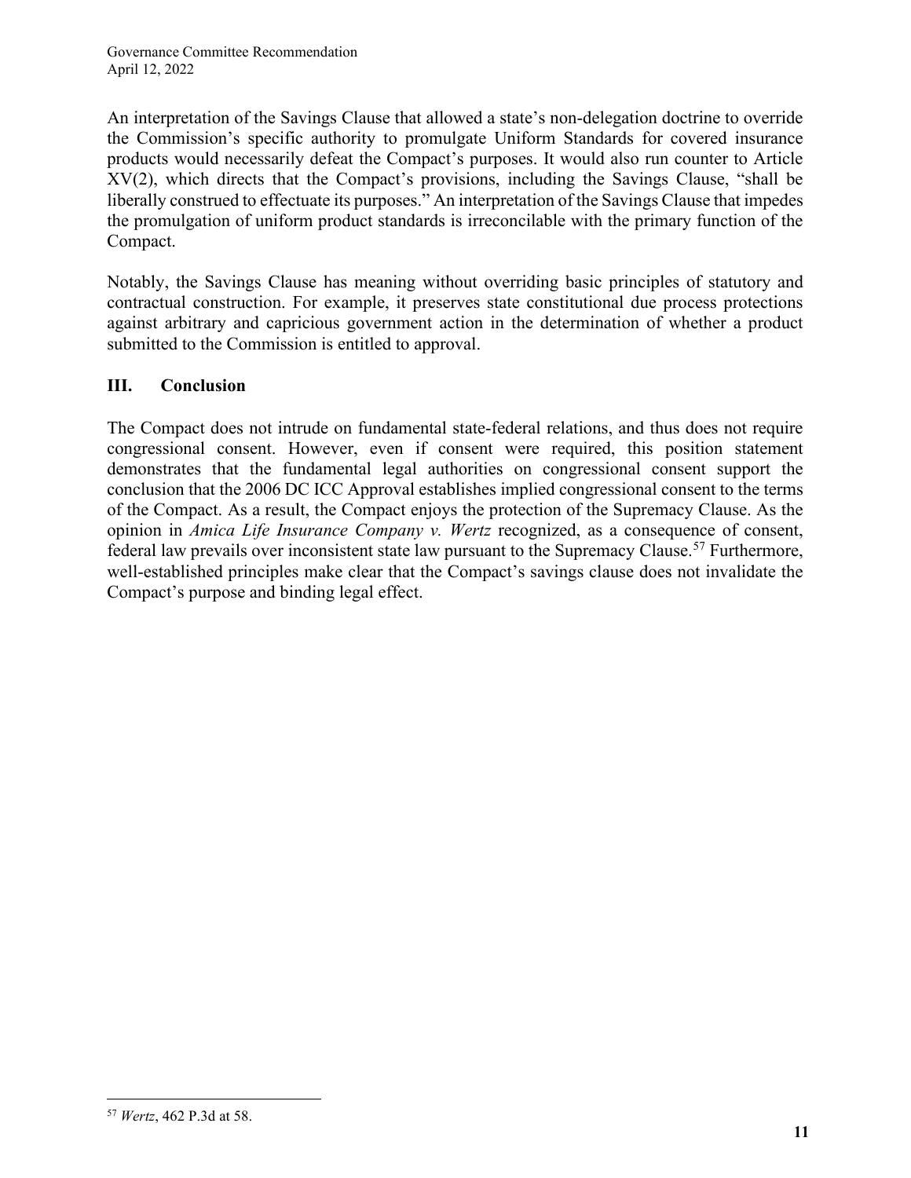An interpretation of the Savings Clause that allowed a state's non-delegation doctrine to override the Commission's specific authority to promulgate Uniform Standards for covered insurance products would necessarily defeat the Compact's purposes. It would also run counter to Article XV(2), which directs that the Compact's provisions, including the Savings Clause, "shall be liberally construed to effectuate its purposes." An interpretation of the Savings Clause that impedes the promulgation of uniform product standards is irreconcilable with the primary function of the Compact.

Notably, the Savings Clause has meaning without overriding basic principles of statutory and contractual construction. For example, it preserves state constitutional due process protections against arbitrary and capricious government action in the determination of whether a product submitted to the Commission is entitled to approval.

## III. Conclusion

The Compact does not intrude on fundamental state-federal relations, and thus does not require congressional consent. However, even if consent were required, this position statement demonstrates that the fundamental legal authorities on congressional consent support the conclusion that the 2006 DC ICC Approval establishes implied congressional consent to the terms of the Compact. As a result, the Compact enjoys the protection of the Supremacy Clause. As the opinion in *Amica Life Insurance Company v. Wertz* recognized, as a consequence of consent, federal law prevails over inconsistent state law pursuant to the Supremacy Clause.[57] Furthermore, well-established principles make clear that the Compact's savings clause does not invalidate the Compact's purpose and binding legal effect.

---

[57] *Wertz*, 462 P.3d at 58.